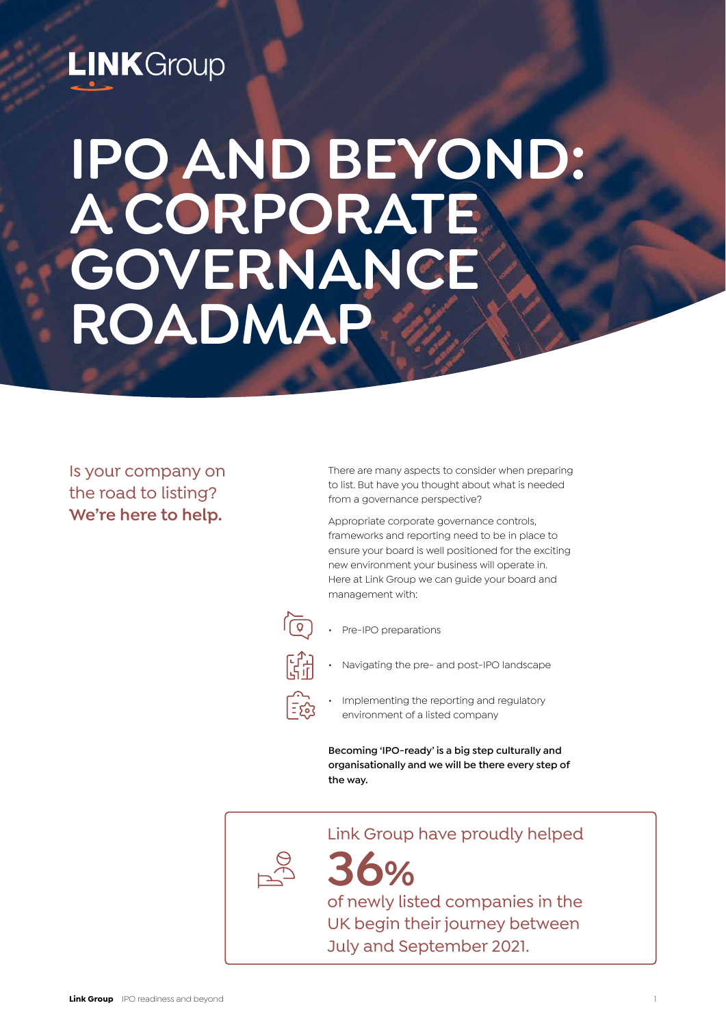LINK Group

# IPO AND BEYOND: A CORPORATE GOVERNANCE ROADMAP

## Is your company on the road to listing? **We're here to help.**

There are many aspects to consider when preparing to list. But have you thought about what is needed from a governance perspective?

Appropriate corporate governance controls, frameworks and reporting need to be in place to ensure your board is well positioned for the exciting new environment your business will operate in. Here at Link Group we can guide your board and management with:

- Pre-IPO preparations
- Navigating the pre- and post-IPO landscape
- Implementing the reporting and regulatory environment of a listed company

**Becoming 'IPO-ready' is a big step culturally and organisationally and we will be there every step of the way.**

Link Group have proudly helped

**36%**

of newly listed companies in the UK begin their journey between July and September 2021.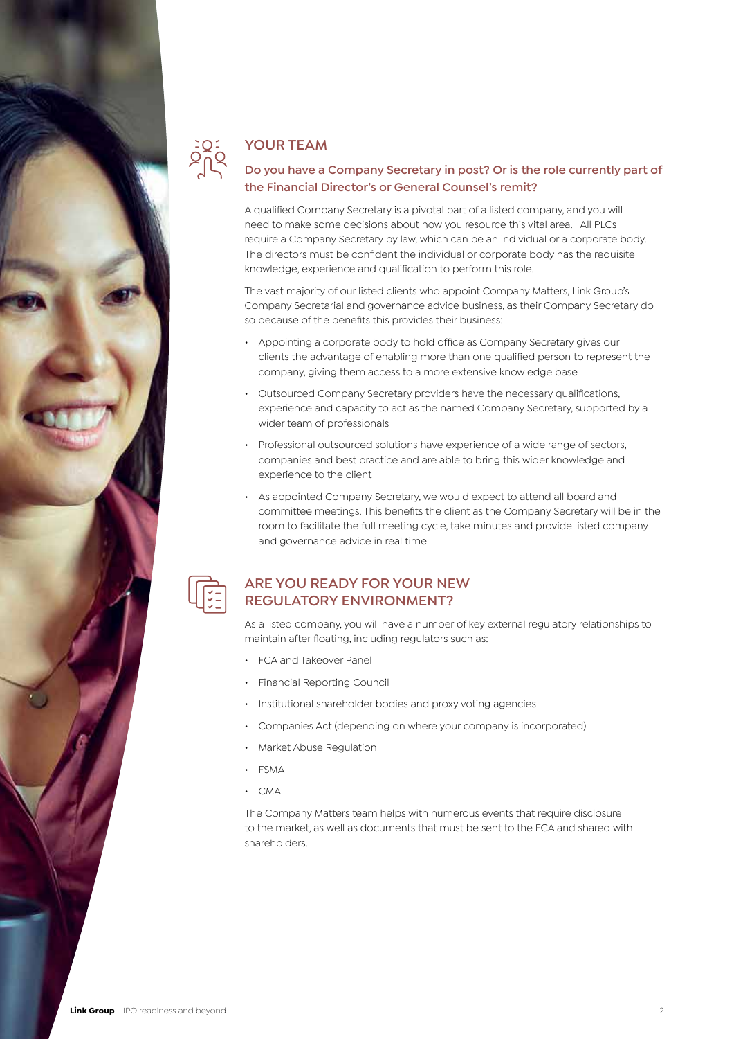## YOUR TEAM

### Do you have a Company Secretary in post? Or is the role currently part of the Financial Director's or General Counsel's remit?

A qualified Company Secretary is a pivotal part of a listed company, and you will need to make some decisions about how you resource this vital area. All PLCs require a Company Secretary by law, which can be an individual or a corporate body. The directors must be confident the individual or corporate body has the requisite knowledge, experience and qualification to perform this role.

The vast majority of our listed clients who appoint Company Matters, Link Group's Company Secretarial and governance advice business, as their Company Secretary do so because of the benefits this provides their business:

- Appointing a corporate body to hold office as Company Secretary gives our clients the advantage of enabling more than one qualified person to represent the company, giving them access to a more extensive knowledge base
- Outsourced Company Secretary providers have the necessary qualifications, experience and capacity to act as the named Company Secretary, supported by a wider team of professionals
- Professional outsourced solutions have experience of a wide range of sectors, companies and best practice and are able to bring this wider knowledge and experience to the client
- As appointed Company Secretary, we would expect to attend all board and committee meetings. This benefits the client as the Company Secretary will be in the room to facilitate the full meeting cycle, take minutes and provide listed company and governance advice in real time

## ARE YOU READY FOR YOUR NEW REGULATORY ENVIRONMENT?

As a listed company, you will have a number of key external regulatory relationships to maintain after floating, including regulators such as:

- FCA and Takeover Panel
- Financial Reporting Council
- Institutional shareholder bodies and proxy voting agencies
- Companies Act (depending on where your company is incorporated)
- Market Abuse Regulation
- FSMA
- CMA

The Company Matters team helps with numerous events that require disclosure to the market, as well as documents that must be sent to the FCA and shared with shareholders.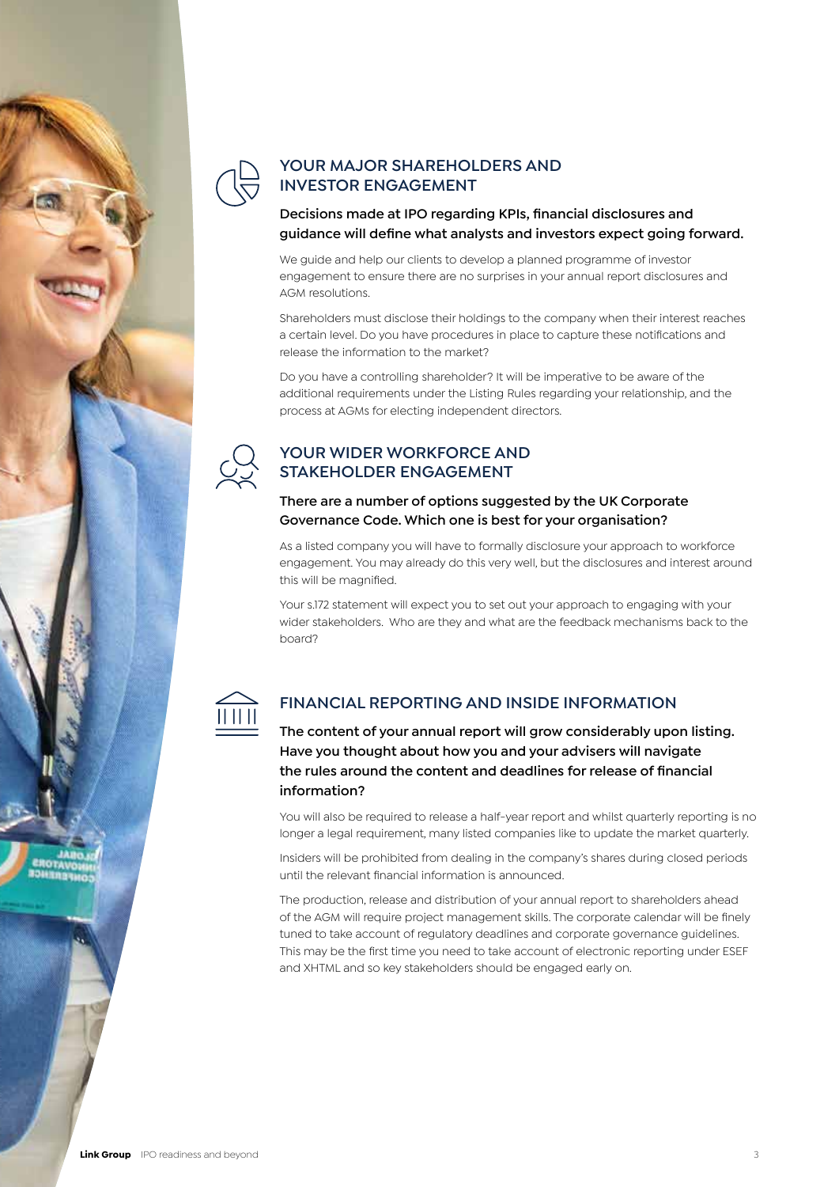## YOUR MAJOR SHAREHOLDERS AND INVESTOR ENGAGEMENT

### Decisions made at IPO regarding KPIs, financial disclosures and guidance will define what analysts and investors expect going forward.

We guide and help our clients to develop a planned programme of investor engagement to ensure there are no surprises in your annual report disclosures and AGM resolutions.

Shareholders must disclose their holdings to the company when their interest reaches a certain level. Do you have procedures in place to capture these notifications and release the information to the market?

Do you have a controlling shareholder? It will be imperative to be aware of the additional requirements under the Listing Rules regarding your relationship, and the process at AGMs for electing independent directors.

## YOUR WIDER WORKFORCE AND STAKEHOLDER ENGAGEMENT

### There are a number of options suggested by the UK Corporate Governance Code. Which one is best for your organisation?

As a listed company you will have to formally disclosure your approach to workforce engagement. You may already do this very well, but the disclosures and interest around this will be magnified.

Your s.172 statement will expect you to set out your approach to engaging with your wider stakeholders. Who are they and what are the feedback mechanisms back to the board?

## FINANCIAL REPORTING AND INSIDE INFORMATION

### The content of your annual report will grow considerably upon listing. Have you thought about how you and your advisers will navigate the rules around the content and deadlines for release of financial information?

You will also be required to release a half-year report and whilst quarterly reporting is no longer a legal requirement, many listed companies like to update the market quarterly.

Insiders will be prohibited from dealing in the company's shares during closed periods until the relevant financial information is announced.

The production, release and distribution of your annual report to shareholders ahead of the AGM will require project management skills. The corporate calendar will be finely tuned to take account of regulatory deadlines and corporate governance guidelines. This may be the first time you need to take account of electronic reporting under ESEF and XHTML and so key stakeholders should be engaged early on.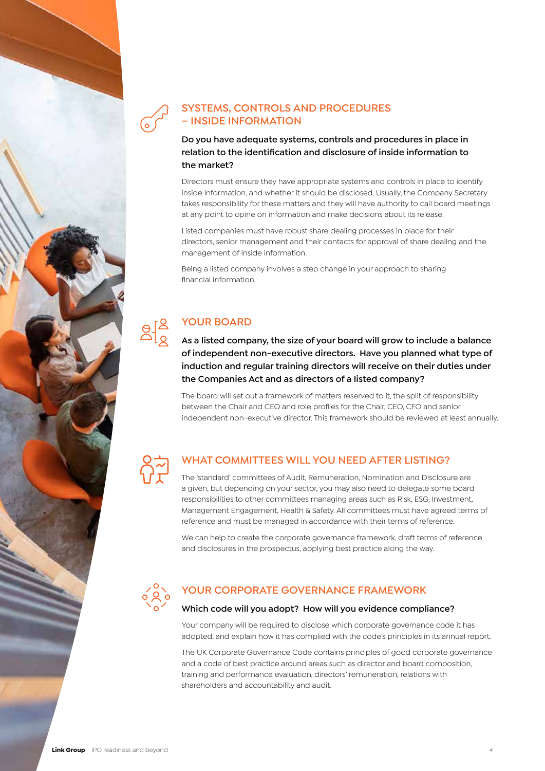## SYSTEMS, CONTROLS AND PROCEDURES – INSIDE INFORMATION

**Do you have adequate systems, controls and procedures in place in relation to the identification and disclosure of inside information to the market?**

Directors must ensure they have appropriate systems and controls in place to identify inside information, and whether it should be disclosed. Usually, the Company Secretary takes responsibility for these matters and they will have authority to call board meetings at any point to opine on information and make decisions about its release.

Listed companies must have robust share dealing processes in place for their directors, senior management and their contacts for approval of share dealing and the management of inside information.

Being a listed company involves a step change in your approach to sharing financial information.

## YOUR BOARD

**As a listed company, the size of your board will grow to include a balance of independent non-executive directors. Have you planned what type of induction and regular training directors will receive on their duties under the Companies Act and as directors of a listed company?**

The board will set out a framework of matters reserved to it, the split of responsibility between the Chair and CEO and role profiles for the Chair, CEO, CFO and senior independent non-executive director. This framework should be reviewed at least annually.

## WHAT COMMITTEES WILL YOU NEED AFTER LISTING?

The 'standard' committees of Audit, Remuneration, Nomination and Disclosure are a given, but depending on your sector, you may also need to delegate some board responsibilities to other committees managing areas such as Risk, ESG, Investment, Management Engagement, Health & Safety. All committees must have agreed terms of reference and must be managed in accordance with their terms of reference.

We can help to create the corporate governance framework, draft terms of reference and disclosures in the prospectus, applying best practice along the way.

## YOUR CORPORATE GOVERNANCE FRAMEWORK

**Which code will you adopt? How will you evidence compliance?**

Your company will be required to disclose which corporate governance code it has adopted, and explain how it has complied with the code's principles in its annual report.

The UK Corporate Governance Code contains principles of good corporate governance and a code of best practice around areas such as director and board composition, training and performance evaluation, directors' remuneration, relations with shareholders and accountability and audit.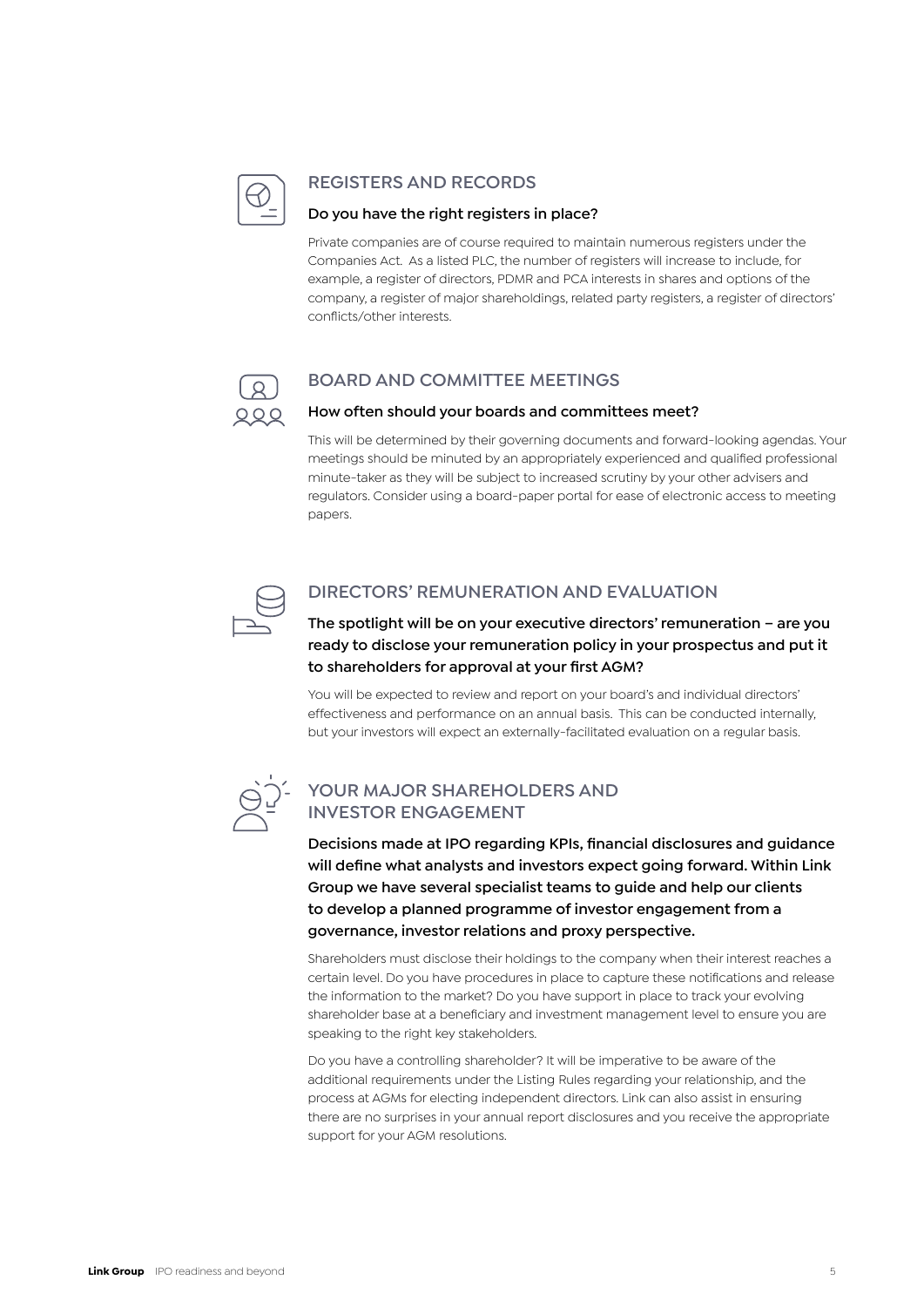## REGISTERS AND RECORDS

### Do you have the right registers in place?

Private companies are of course required to maintain numerous registers under the Companies Act. As a listed PLC, the number of registers will increase to include, for example, a register of directors, PDMR and PCA interests in shares and options of the company, a register of major shareholdings, related party registers, a register of directors' conflicts/other interests.

## BOARD AND COMMITTEE MEETINGS

### How often should your boards and committees meet?

This will be determined by their governing documents and forward-looking agendas. Your meetings should be minuted by an appropriately experienced and qualified professional minute-taker as they will be subject to increased scrutiny by your other advisers and regulators. Consider using a board-paper portal for ease of electronic access to meeting papers.

## DIRECTORS' REMUNERATION AND EVALUATION

### The spotlight will be on your executive directors' remuneration – are you ready to disclose your remuneration policy in your prospectus and put it to shareholders for approval at your first AGM?

You will be expected to review and report on your board's and individual directors' effectiveness and performance on an annual basis. This can be conducted internally, but your investors will expect an externally-facilitated evaluation on a regular basis.

## YOUR MAJOR SHAREHOLDERS AND INVESTOR ENGAGEMENT

### Decisions made at IPO regarding KPIs, financial disclosures and guidance will define what analysts and investors expect going forward. Within Link Group we have several specialist teams to guide and help our clients to develop a planned programme of investor engagement from a governance, investor relations and proxy perspective.

Shareholders must disclose their holdings to the company when their interest reaches a certain level. Do you have procedures in place to capture these notifications and release the information to the market? Do you have support in place to track your evolving shareholder base at a beneficiary and investment management level to ensure you are speaking to the right key stakeholders.

Do you have a controlling shareholder? It will be imperative to be aware of the additional requirements under the Listing Rules regarding your relationship, and the process at AGMs for electing independent directors. Link can also assist in ensuring there are no surprises in your annual report disclosures and you receive the appropriate support for your AGM resolutions.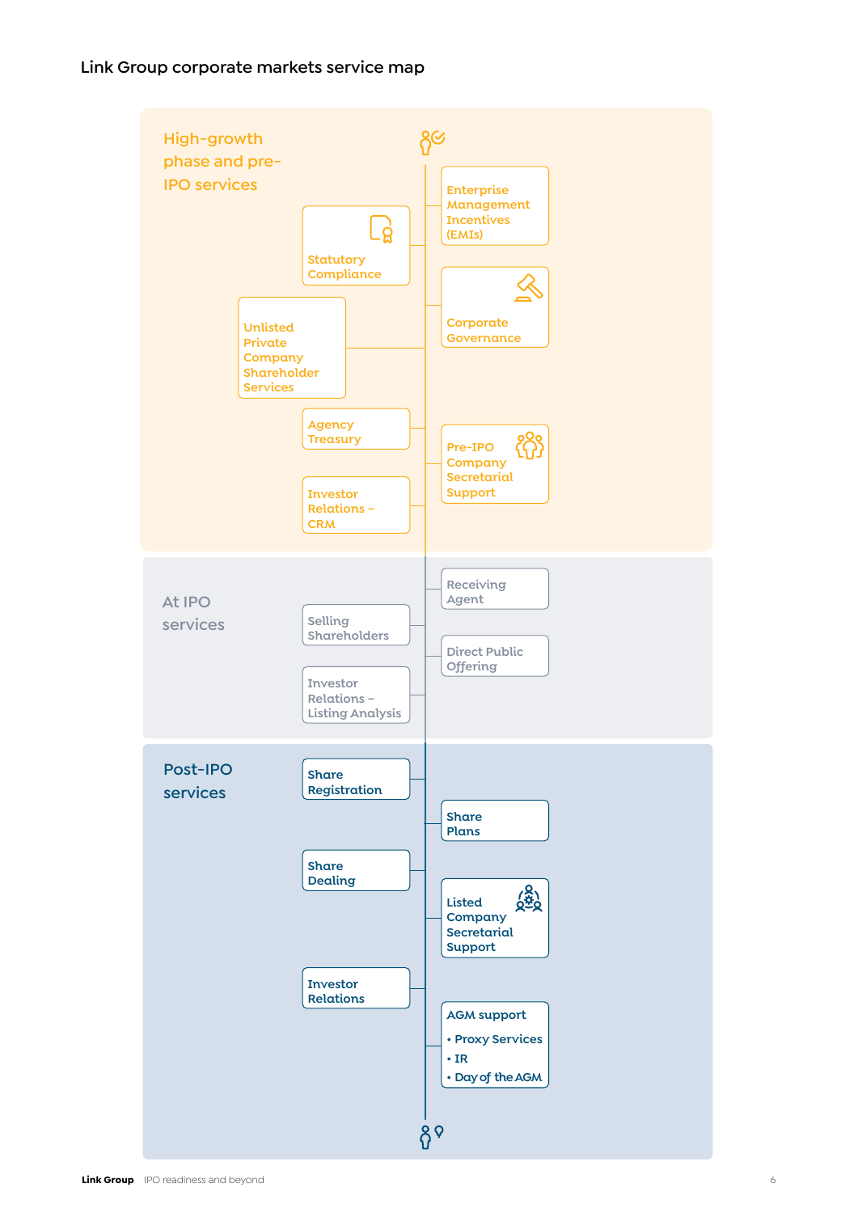# Link Group corporate markets service map

## High-growth phase and pre-IPO services

- Statutory Compliance
- Unlisted Private Company Shareholder Services
- Agency Treasury
- Investor Relations – CRM
- Enterprise Management Incentives (EMIs)
- Corporate Governance
- Pre-IPO Company Secretarial Support

## At IPO services

- Selling Shareholders
- Investor Relations – Listing Analysis
- Receiving Agent
- Direct Public Offering

## Post-IPO services

- Share Registration
- Share Dealing
- Investor Relations
- Share Plans
- Listed Company Secretarial Support
- AGM support
  - Proxy Services
  - IR
  - Day of the AGM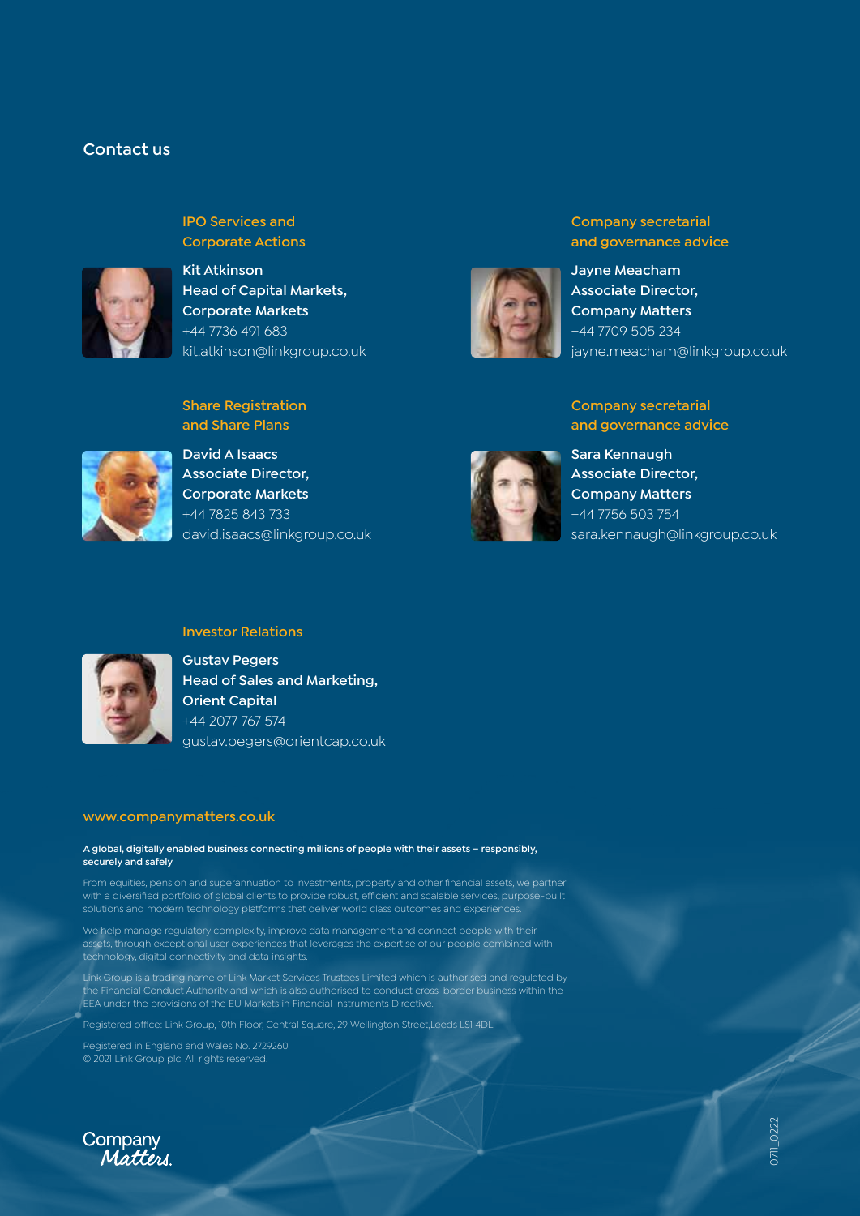## Contact us

### IPO Services and Corporate Actions

**Kit Atkinson**
**Head of Capital Markets, Corporate Markets**
+44 7736 491 683
kit.atkinson@linkgroup.co.uk

### Share Registration and Share Plans

**David A Isaacs**
**Associate Director, Corporate Markets**
+44 7825 843 733
david.isaacs@linkgroup.co.uk

### Company secretarial and governance advice

**Jayne Meacham**
**Associate Director, Company Matters**
+44 7709 505 234
jayne.meacham@linkgroup.co.uk

### Company secretarial and governance advice

**Sara Kennaugh**
**Associate Director, Company Matters**
+44 7756 503 754
sara.kennaugh@linkgroup.co.uk

### Investor Relations

**Gustav Pegers**
**Head of Sales and Marketing, Orient Capital**
+44 2077 767 574
gustav.pegers@orientcap.co.uk

www.companymatters.co.uk

**A global, digitally enabled business connecting millions of people with their assets – responsibly, securely and safely**

From equities, pension and superannuation to investments, property and other financial assets, we partner with a diversified portfolio of global clients to provide robust, efficient and scalable services, purpose-built solutions and modern technology platforms that deliver world class outcomes and experiences.

We help manage regulatory complexity, improve data management and connect people with their assets, through exceptional user experiences that leverages the expertise of our people combined with technology, digital connectivity and data insights.

Link Group is a trading name of Link Market Services Trustees Limited which is authorised and regulated by the Financial Conduct Authority and which is also authorised to conduct cross-border business within the EEA under the provisions of the EU Markets in Financial Instruments Directive.

Registered office: Link Group, 10th Floor, Central Square, 29 Wellington Street,Leeds LS1 4DL.

Registered in England and Wales No. 2729260.
© 2021 Link Group plc. All rights reserved.

Company Matters.

0711_0222